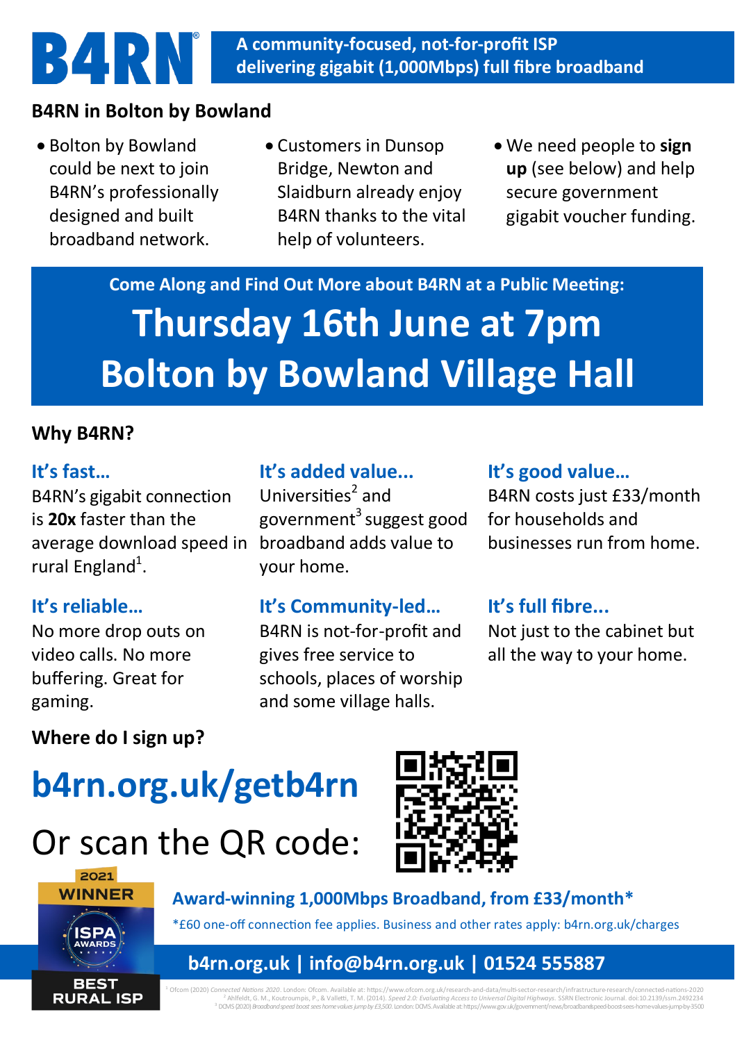# B4RN

**A community-focused, not-for-profit ISP delivering gigabit (1,000Mbps) full fibre broadband**

## B4RN in Bolton by Bowland

- Bolton by Bowland could be next to join B4RN's professionally designed and built broadband network.
- Customers in Dunsop Bridge, Newton and Slaidburn already enjoy B4RN thanks to the vital help of volunteers.
- We need people to **sign up** (see below) and help secure government gigabit voucher funding.

**Come Along and Find Out More about B4RN at a Public Meeting:**

# Thursday 16th June at 7pm
# Bolton by Bowland Village Hall

## Why B4RN?

### It's fast…
B4RN's gigabit connection is **20x** faster than the average download speed in rural England[1].

### It's added value...
Universities[2] and government[3] suggest good broadband adds value to your home.

### It's good value…
B4RN costs just £33/month for households and businesses run from home.

### It's reliable…
No more drop outs on video calls. No more buffering. Great for gaming.

### It's Community-led…
B4RN is not-for-profit and gives free service to schools, places of worship and some village halls.

### It's full fibre...
Not just to the cabinet but all the way to your home.

## Where do I sign up?

# b4rn.org.uk/getb4rn

Or scan the QR code:

2021 WINNER ISPA AWARDS BEST RURAL ISP

**Award-winning 1,000Mbps Broadband, from £33/month***

*£60 one-off connection fee applies. Business and other rates apply: b4rn.org.uk/charges

**b4rn.org.uk | info@b4rn.org.uk | 01524 555887**

[1] Ofcom (2020) *Connected Nations 2020*. London: Ofcom. Available at: https://www.ofcom.org.uk/research-and-data/multi-sector-research/infrastructure-research/connected-nations-2020
[2] Ahlfeldt, G. M., Koutroumpis, P., & Valletti, T. M. (2014). *Speed 2.0: Evaluating Access to Universal Digital Highways*. SSRN Electronic Journal. doi:10.2139/ssrn.2492234
[3] DCMS (2020) *Broadband speed boost sees home values jump by £3,500*. London: DCMS. Available at: https://www.gov.uk/government/news/broadband-speed-boost-sees-home-values-jump-by-3500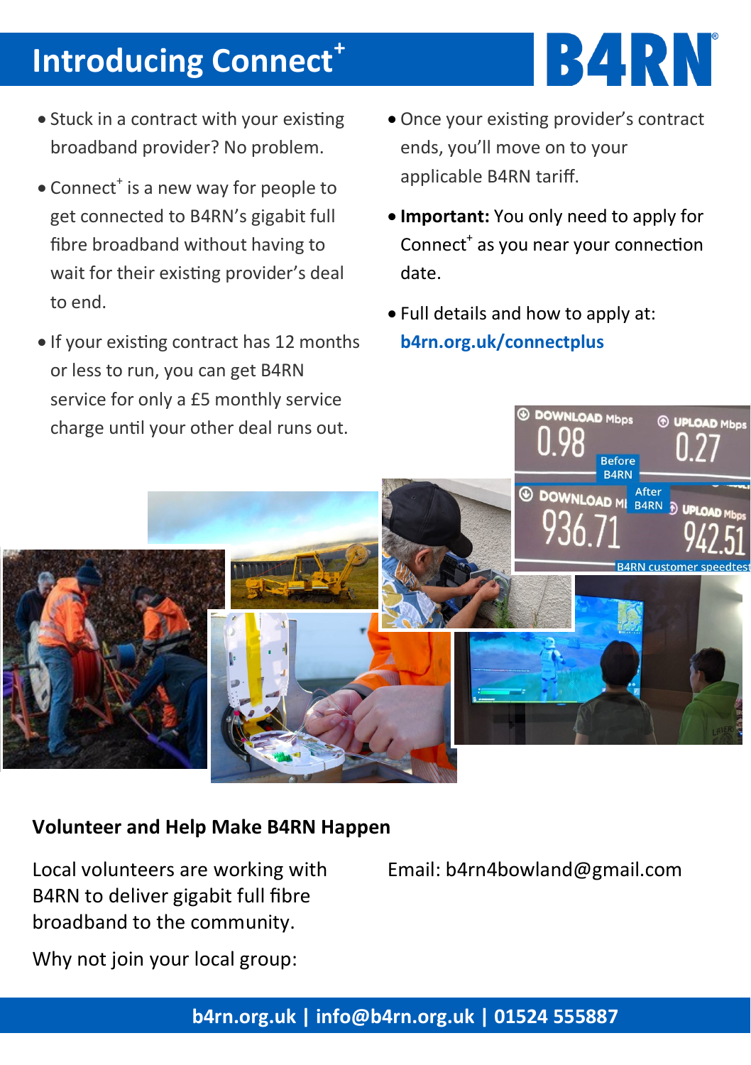# Introducing Connect⁺

B4RN

- Stuck in a contract with your existing broadband provider? No problem.
- Connect⁺ is a new way for people to get connected to B4RN's gigabit full fibre broadband without having to wait for their existing provider's deal to end.
- If your existing contract has 12 months or less to run, you can get B4RN service for only a £5 monthly service charge until your other deal runs out.
- Once your existing provider's contract ends, you'll move on to your applicable B4RN tariff.
- **Important:** You only need to apply for Connect⁺ as you near your connection date.
- Full details and how to apply at: **b4rn.org.uk/connectplus**

## Volunteer and Help Make B4RN Happen

Local volunteers are working with B4RN to deliver gigabit full fibre broadband to the community.

Why not join your local group:

Email: b4rn4bowland@gmail.com

**b4rn.org.uk | info@b4rn.org.uk | 01524 555887**